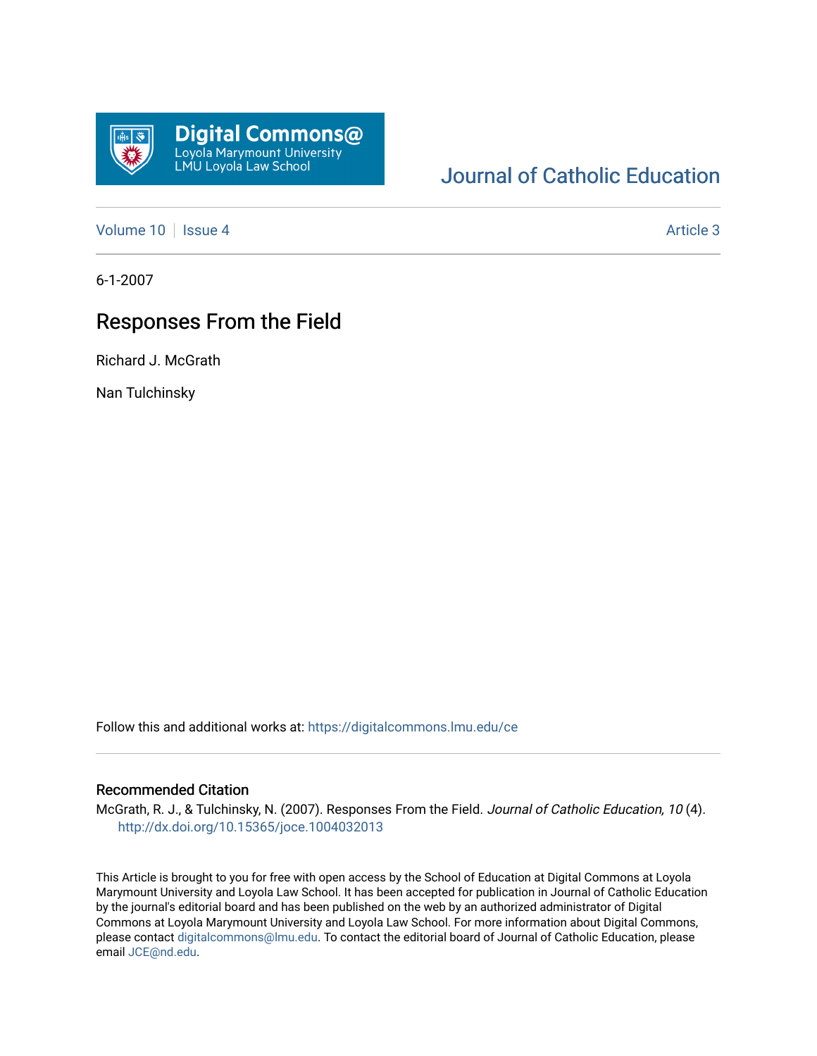# Journal of Catholic Education

Volume 10 | Issue 4 — Article 3

6-1-2007

## Responses From the Field

Richard J. McGrath

Nan Tulchinsky

Follow this and additional works at: https://digitalcommons.lmu.edu/ce

### Recommended Citation

McGrath, R. J., & Tulchinsky, N. (2007). Responses From the Field. *Journal of Catholic Education, 10* (4). http://dx.doi.org/10.15365/joce.1004032013

This Article is brought to you for free with open access by the School of Education at Digital Commons at Loyola Marymount University and Loyola Law School. It has been accepted for publication in Journal of Catholic Education by the journal's editorial board and has been published on the web by an authorized administrator of Digital Commons at Loyola Marymount University and Loyola Law School. For more information about Digital Commons, please contact digitalcommons@lmu.edu. To contact the editorial board of Journal of Catholic Education, please email JCE@nd.edu.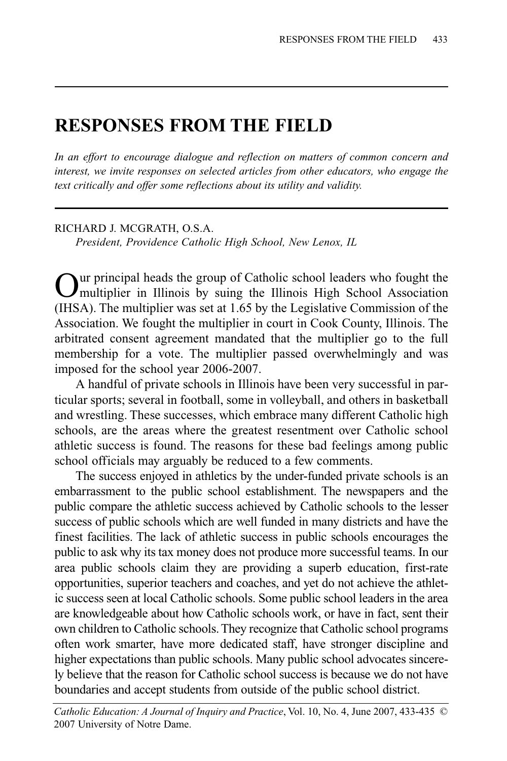# RESPONSES FROM THE FIELD

*In an effort to encourage dialogue and reflection on matters of common concern and interest, we invite responses on selected articles from other educators, who engage the text critically and offer some reflections about its utility and validity.*

RICHARD J. MCGRATH, O.S.A.
*President, Providence Catholic High School, New Lenox, IL*

Our principal heads the group of Catholic school leaders who fought the multiplier in Illinois by suing the Illinois High School Association (IHSA). The multiplier was set at 1.65 by the Legislative Commission of the Association. We fought the multiplier in court in Cook County, Illinois. The arbitrated consent agreement mandated that the multiplier go to the full membership for a vote. The multiplier passed overwhelmingly and was imposed for the school year 2006-2007.

A handful of private schools in Illinois have been very successful in particular sports; several in football, some in volleyball, and others in basketball and wrestling. These successes, which embrace many different Catholic high schools, are the areas where the greatest resentment over Catholic school athletic success is found. The reasons for these bad feelings among public school officials may arguably be reduced to a few comments.

The success enjoyed in athletics by the under-funded private schools is an embarrassment to the public school establishment. The newspapers and the public compare the athletic success achieved by Catholic schools to the lesser success of public schools which are well funded in many districts and have the finest facilities. The lack of athletic success in public schools encourages the public to ask why its tax money does not produce more successful teams. In our area public schools claim they are providing a superb education, first-rate opportunities, superior teachers and coaches, and yet do not achieve the athletic success seen at local Catholic schools. Some public school leaders in the area are knowledgeable about how Catholic schools work, or have in fact, sent their own children to Catholic schools. They recognize that Catholic school programs often work smarter, have more dedicated staff, have stronger discipline and higher expectations than public schools. Many public school advocates sincerely believe that the reason for Catholic school success is because we do not have boundaries and accept students from outside of the public school district.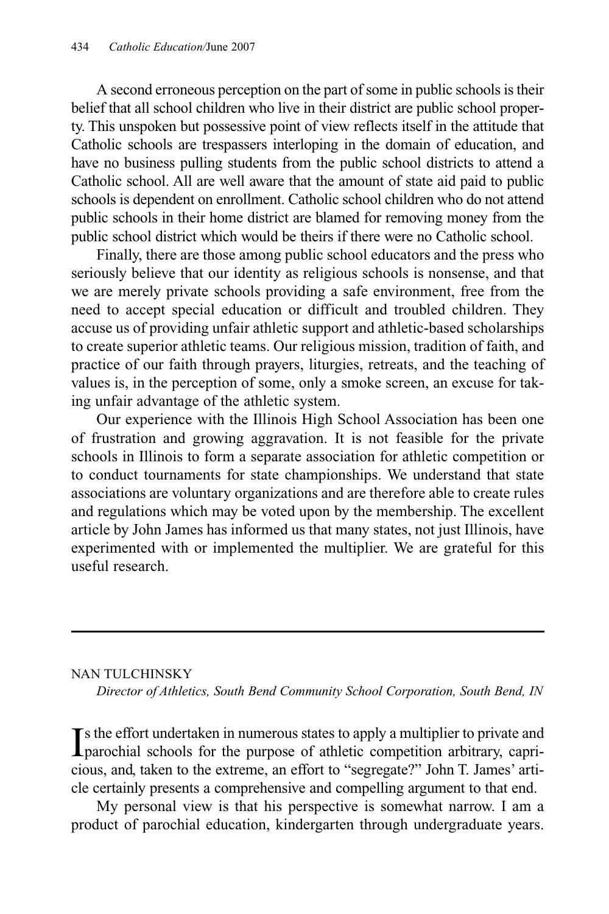A second erroneous perception on the part of some in public schools is their belief that all school children who live in their district are public school property. This unspoken but possessive point of view reflects itself in the attitude that Catholic schools are trespassers interloping in the domain of education, and have no business pulling students from the public school districts to attend a Catholic school. All are well aware that the amount of state aid paid to public schools is dependent on enrollment. Catholic school children who do not attend public schools in their home district are blamed for removing money from the public school district which would be theirs if there were no Catholic school.

Finally, there are those among public school educators and the press who seriously believe that our identity as religious schools is nonsense, and that we are merely private schools providing a safe environment, free from the need to accept special education or difficult and troubled children. They accuse us of providing unfair athletic support and athletic-based scholarships to create superior athletic teams. Our religious mission, tradition of faith, and practice of our faith through prayers, liturgies, retreats, and the teaching of values is, in the perception of some, only a smoke screen, an excuse for taking unfair advantage of the athletic system.

Our experience with the Illinois High School Association has been one of frustration and growing aggravation. It is not feasible for the private schools in Illinois to form a separate association for athletic competition or to conduct tournaments for state championships. We understand that state associations are voluntary organizations and are therefore able to create rules and regulations which may be voted upon by the membership. The excellent article by John James has informed us that many states, not just Illinois, have experimented with or implemented the multiplier. We are grateful for this useful research.

---

NAN TULCHINSKY

*Director of Athletics, South Bend Community School Corporation, South Bend, IN*

Is the effort undertaken in numerous states to apply a multiplier to private and parochial schools for the purpose of athletic competition arbitrary, capricious, and, taken to the extreme, an effort to "segregate?" John T. James' article certainly presents a comprehensive and compelling argument to that end.

My personal view is that his perspective is somewhat narrow. I am a product of parochial education, kindergarten through undergraduate years.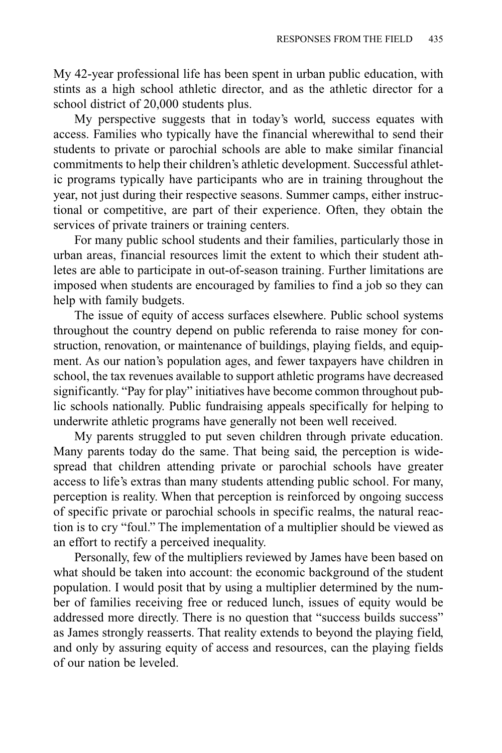My 42-year professional life has been spent in urban public education, with stints as a high school athletic director, and as the athletic director for a school district of 20,000 students plus.

My perspective suggests that in today's world, success equates with access. Families who typically have the financial wherewithal to send their students to private or parochial schools are able to make similar financial commitments to help their children's athletic development. Successful athletic programs typically have participants who are in training throughout the year, not just during their respective seasons. Summer camps, either instructional or competitive, are part of their experience. Often, they obtain the services of private trainers or training centers.

For many public school students and their families, particularly those in urban areas, financial resources limit the extent to which their student athletes are able to participate in out-of-season training. Further limitations are imposed when students are encouraged by families to find a job so they can help with family budgets.

The issue of equity of access surfaces elsewhere. Public school systems throughout the country depend on public referenda to raise money for construction, renovation, or maintenance of buildings, playing fields, and equipment. As our nation's population ages, and fewer taxpayers have children in school, the tax revenues available to support athletic programs have decreased significantly. "Pay for play" initiatives have become common throughout public schools nationally. Public fundraising appeals specifically for helping to underwrite athletic programs have generally not been well received.

My parents struggled to put seven children through private education. Many parents today do the same. That being said, the perception is widespread that children attending private or parochial schools have greater access to life's extras than many students attending public school. For many, perception is reality. When that perception is reinforced by ongoing success of specific private or parochial schools in specific realms, the natural reaction is to cry "foul." The implementation of a multiplier should be viewed as an effort to rectify a perceived inequality.

Personally, few of the multipliers reviewed by James have been based on what should be taken into account: the economic background of the student population. I would posit that by using a multiplier determined by the number of families receiving free or reduced lunch, issues of equity would be addressed more directly. There is no question that "success builds success" as James strongly reasserts. That reality extends to beyond the playing field, and only by assuring equity of access and resources, can the playing fields of our nation be leveled.